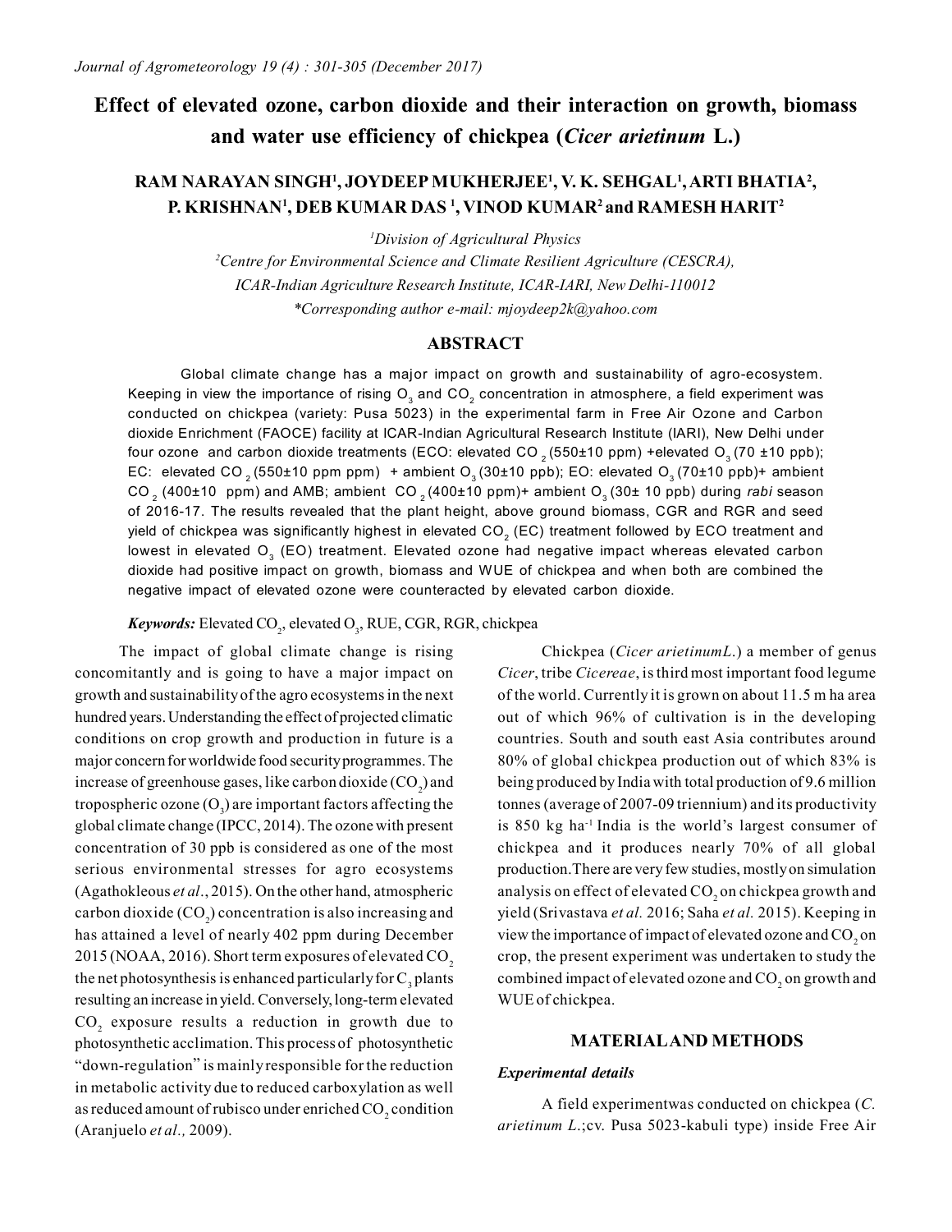# Effect of elevated ozone, carbon dioxide and their interaction on growth, biomass and water use efficiency of chickpea (*Cicer arietinum* L.)

**RAM NARAYAN SINGH[1], JOYDEEP MUKHERJEE[1], V. K. SEHGAL[1], ARTI BHATIA[2], P. KRISHNAN[1], DEB KUMAR DAS [1], VINOD KUMAR[2] and RAMESH HARIT[2]**

[1]*Division of Agricultural Physics*

[2]*Centre for Environmental Science and Climate Resilient Agriculture (CESCRA), ICAR-Indian Agriculture Research Institute, ICAR-IARI, New Delhi-110012*

*\*Corresponding author e-mail: mjoydeep2k@yahoo.com*

## ABSTRACT

Global climate change has a major impact on growth and sustainability of agro-ecosystem. Keeping in view the importance of rising $O_3$ and $CO_2$ concentration in atmosphere, a field experiment was conducted on chickpea (variety: Pusa 5023) in the experimental farm in Free Air Ozone and Carbon dioxide Enrichment (FAOCE) facility at ICAR-Indian Agricultural Research Institute (IARI), New Delhi under four ozone and carbon dioxide treatments (ECO: elevated $CO_2$ (550±10 ppm) +elevated $O_3$ (70 ±10 ppb); EC: elevated $CO_2$ (550±10 ppm ppm) + ambient $O_3$ (30±10 ppb); EO: elevated $O_3$ (70±10 ppb)+ ambient $CO_2$ (400±10 ppm) and AMB; ambient $CO_2$ (400±10 ppm)+ ambient $O_3$ (30± 10 ppb) during *rabi* season of 2016-17. The results revealed that the plant height, above ground biomass, CGR and RGR and seed yield of chickpea was significantly highest in elevated $CO_2$ (EC) treatment followed by ECO treatment and lowest in elevated $O_3$ (EO) treatment. Elevated ozone had negative impact whereas elevated carbon dioxide had positive impact on growth, biomass and WUE of chickpea and when both are combined the negative impact of elevated ozone were counteracted by elevated carbon dioxide.

***Keywords:*** Elevated $CO_2$, elevated $O_3$, RUE, CGR, RGR, chickpea

The impact of global climate change is rising concomitantly and is going to have a major impact on growth and sustainability of the agro ecosystems in the next hundred years. Understanding the effect of projected climatic conditions on crop growth and production in future is a major concern for worldwide food security programmes. The increase of greenhouse gases, like carbon dioxide ($CO_2$) and tropospheric ozone ($O_3$) are important factors affecting the global climate change (IPCC, 2014). The ozone with present concentration of 30 ppb is considered as one of the most serious environmental stresses for agro ecosystems (Agathokleous *et al*., 2015). On the other hand, atmospheric carbon dioxide ($CO_2$) concentration is also increasing and has attained a level of nearly 402 ppm during December 2015 (NOAA, 2016). Short term exposures of elevated $CO_2$ the net photosynthesis is enhanced particularly for $C_3$ plants resulting an increase in yield. Conversely, long-term elevated $CO_2$ exposure results a reduction in growth due to photosynthetic acclimation. This process of photosynthetic "down-regulation" is mainly responsible for the reduction in metabolic activity due to reduced carboxylation as well as reduced amount of rubisco under enriched $CO_2$ condition (Aranjuelo *et al.,* 2009).

Chickpea (*Cicer arietinumL.*) a member of genus *Cicer*, tribe *Cicereae*, is third most important food legume of the world. Currently it is grown on about 11.5 m ha area out of which 96% of cultivation is in the developing countries. South and south east Asia contributes around 80% of global chickpea production out of which 83% is being produced by India with total production of 9.6 million tonnes (average of 2007-09 triennium) and its productivity is 850 kg ha$^{-1}$ India is the world's largest consumer of chickpea and it produces nearly 70% of all global production.There are very few studies, mostly on simulation analysis on effect of elevated $CO_2$ on chickpea growth and yield (Srivastava *et al.* 2016; Saha *et al.* 2015). Keeping in view the importance of impact of elevated ozone and $CO_2$ on crop, the present experiment was undertaken to study the combined impact of elevated ozone and $CO_2$ on growth and WUE of chickpea.

## MATERIAL AND METHODS

### *Experimental details*

A field experimentwas conducted on chickpea (*C. arietinum L.*;cv. Pusa 5023-kabuli type) inside Free Air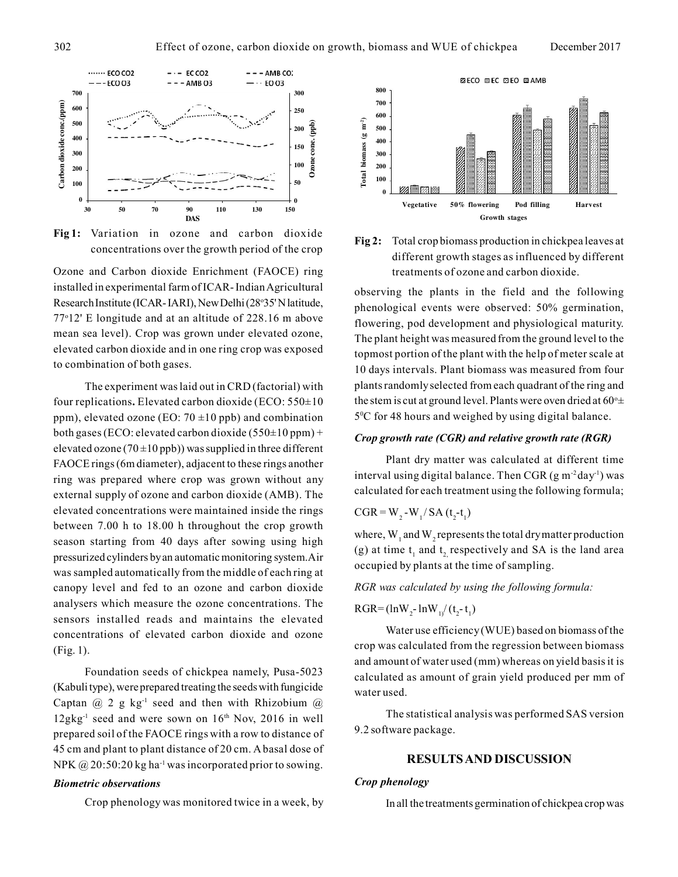Fig 1: Variation in ozone and carbon dioxide concentrations over the growth period of the crop

Fig 2: Total crop biomass production in chickpea leaves at different growth stages as influenced by different treatments of ozone and carbon dioxide.

Ozone and Carbon dioxide Enrichment (FAOCE) ring installed in experimental farm of ICAR- Indian Agricultural Research Institute (ICAR- IARI), New Delhi (28°35' N latitude, 77°12' E longitude and at an altitude of 228.16 m above mean sea level). Crop was grown under elevated ozone, elevated carbon dioxide and in one ring crop was exposed to combination of both gases.

The experiment was laid out in CRD (factorial) with four replications**.** Elevated carbon dioxide (ECO: 550±10 ppm), elevated ozone (EO: 70 ±10 ppb) and combination both gases (ECO: elevated carbon dioxide (550±10 ppm) + elevated ozone (70±10 ppb)) was supplied in three different FAOCE rings (6m diameter), adjacent to these rings another ring was prepared where crop was grown without any external supply of ozone and carbon dioxide (AMB). The elevated concentrations were maintained inside the rings between 7.00 h to 18.00 h throughout the crop growth season starting from 40 days after sowing using high pressurized cylinders by an automatic monitoring system. Air was sampled automatically from the middle of each ring at canopy level and fed to an ozone and carbon dioxide analysers which measure the ozone concentrations. The sensors installed reads and maintains the elevated concentrations of elevated carbon dioxide and ozone (Fig. 1).

Foundation seeds of chickpea namely, Pusa-5023 (Kabuli type), were prepared treating the seeds with fungicide Captan @ 2 g $kg^{-1}$ seed and then with Rhizobium @ $12gkg^{-1}$ seed and were sown on 16[th] Nov, 2016 in well prepared soil of the FAOCE rings with a row to distance of 45 cm and plant to plant distance of 20 cm. A basal dose of NPK @ 20:50:20 kg $ha^{-1}$ was incorporated prior to sowing.

### *Biometric observations*

Crop phenology was monitored twice in a week, by observing the plants in the field and the following phenological events were observed: 50% germination, flowering, pod development and physiological maturity. The plant height was measured from the ground level to the topmost portion of the plant with the help of meter scale at 10 days intervals. Plant biomass was measured from four plants randomly selected from each quadrant of the ring and the stem is cut at ground level. Plants were oven dried at 60°± 5°C for 48 hours and weighed by using digital balance.

### *Crop growth rate (CGR) and relative growth rate (RGR)*

Plant dry matter was calculated at different time interval using digital balance. Then CGR (g $m^{-2} day^{-1}$) was calculated for each treatment using the following formula;

$$CGR = W_2 - W_1 / SA\,(t_2 - t_1)$$

where, $W_1$ and $W_2$ represents the total dry matter production (g) at time $t_1$ and $t_2$ respectively and SA is the land area occupied by plants at the time of sampling.

*RGR was calculated by using the following formula:*

$$RGR = (\ln W_2 - \ln W_1) / (t_2 - t_1)$$

Water use efficiency (WUE) based on biomass of the crop was calculated from the regression between biomass and amount of water used (mm) whereas on yield basis it is calculated as amount of grain yield produced per mm of water used.

The statistical analysis was performed SAS version 9.2 software package.

## RESULTS AND DISCUSSION

### *Crop phenology*

In all the treatments germination of chickpea crop was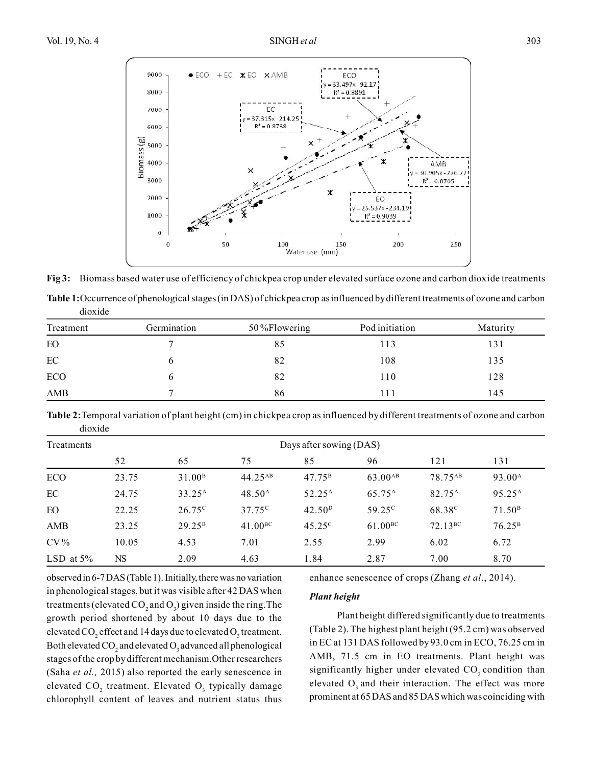**Fig 3:** Biomass based water use of efficiency of chickpea crop under elevated surface ozone and carbon dioxide treatments

**Table 1:** Occurrence of phenological stages (in DAS) of chickpea crop as influenced by different treatments of ozone and carbon dioxide

| Treatment | Germination | 50%Flowering | Pod initiation | Maturity |
|---|---|---|---|---|
| EO | 7 | 85 | 113 | 131 |
| EC | 6 | 82 | 108 | 135 |
| ECO | 6 | 82 | 110 | 128 |
| AMB | 7 | 86 | 111 | 145 |

**Table 2:** Temporal variation of plant height (cm) in chickpea crop as influenced by different treatments of ozone and carbon dioxide

| Treatments | Days after sowing (DAS) | | | | | | |
|---|---|---|---|---|---|---|---|
| | 52 | 65 | 75 | 85 | 96 | 121 | 131 |
| ECO | 23.75 | 31.00[B] | 44.25[AB] | 47.75[B] | 63.00[AB] | 78.75[AB] | 93.00[A] |
| EC | 24.75 | 33.25[A] | 48.50[A] | 52.25[A] | 65.75[A] | 82.75[A] | 95.25[A] |
| EO | 22.25 | 26.75[C] | 37.75[C] | 42.50[D] | 59.25[C] | 68.38[C] | 71.50[B] |
| AMB | 23.25 | 29.25[B] | 41.00[BC] | 45.25[C] | 61.00[BC] | 72.13[BC] | 76.25[B] |
| CV% | 10.05 | 4.53 | 7.01 | 2.55 | 2.99 | 6.02 | 6.72 |
| LSD at 5% | NS | 2.09 | 4.63 | 1.84 | 2.87 | 7.00 | 8.70 |

observed in 6-7 DAS (Table 1). Initially, there was no variation in phenological stages, but it was visible after 42 DAS when treatments (elevated $CO_2$ and $O_3$) given inside the ring. The growth period shortened by about 10 days due to the elevated $CO_2$ effect and 14 days due to elevated $O_3$ treatment. Both elevated $CO_2$ and elevated $O_3$ advanced all phenological stages of the crop by different mechanism. Other researchers (Saha *et al.,* 2015) also reported the early senescence in elevated $CO_2$ treatment. Elevated $O_3$ typically damage chlorophyll content of leaves and nutrient status thus enhance senescence of crops (Zhang *et al*., 2014).

### *Plant height*

Plant height differed significantly due to treatments (Table 2). The highest plant height (95.2 cm) was observed in EC at 131 DAS followed by 93.0 cm in ECO, 76.25 cm in AMB, 71.5 cm in EO treatments. Plant height was significantly higher under elevated $CO_2$ condition than elevated $O_3$ and their interaction. The effect was more prominent at 65 DAS and 85 DAS which was coinciding with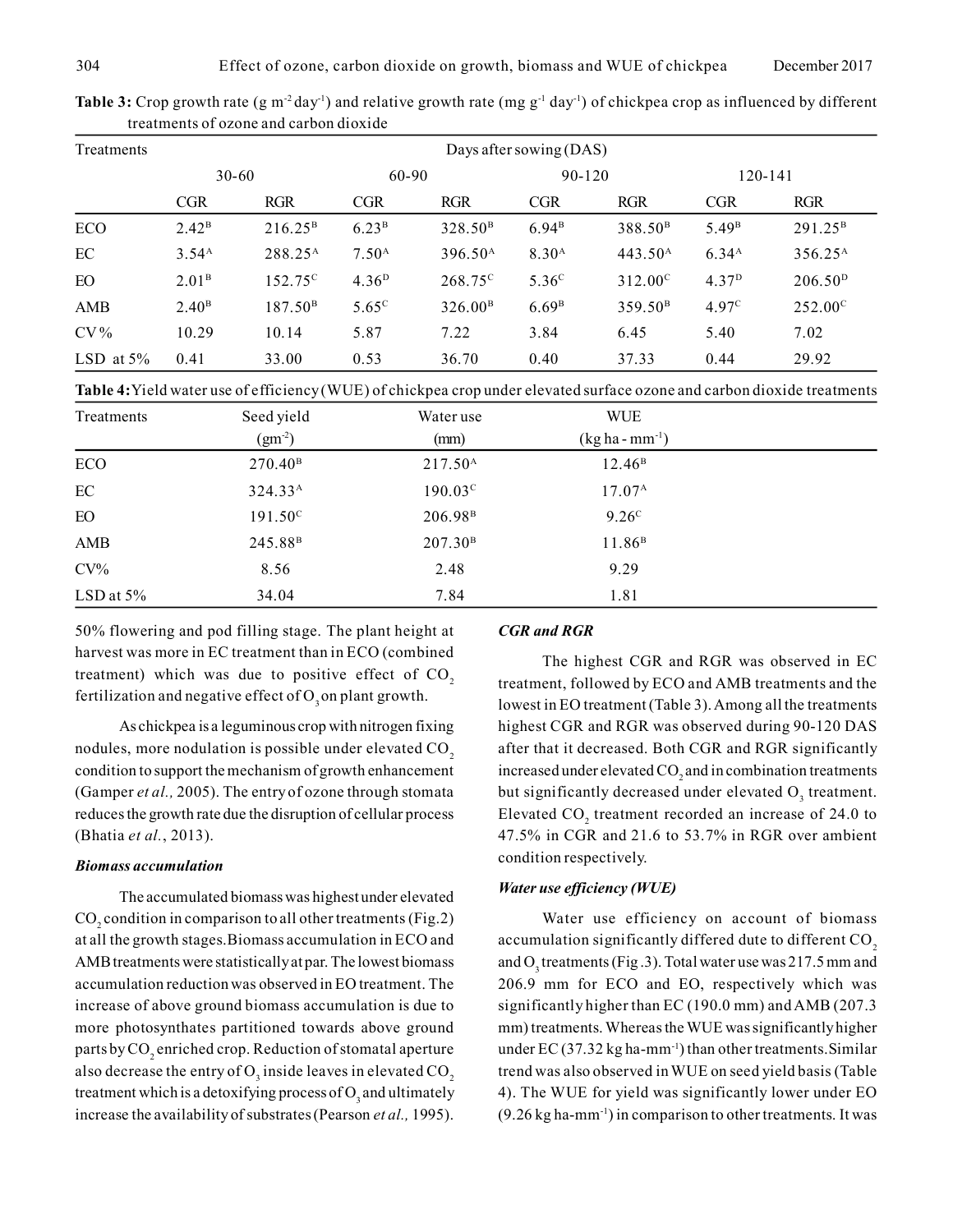**Table 3:** Crop growth rate (g $m^{-2}$ $day^{-1}$) and relative growth rate (mg $g^{-1}$ $day^{-1}$) of chickpea crop as influenced by different treatments of ozone and carbon dioxide

| Treatments | Days after sowing (DAS) | | | | | | | |
|---|---|---|---|---|---|---|---|---|
| | 30-60 | | 60-90 | | 90-120 | | 120-141 | |
| | CGR | RGR | CGR | RGR | CGR | RGR | CGR | RGR |
| ECO | $2.42^{B}$ | $216.25^{B}$ | $6.23^{B}$ | $328.50^{B}$ | $6.94^{B}$ | $388.50^{B}$ | $5.49^{B}$ | $291.25^{B}$ |
| EC | $3.54^{A}$ | $288.25^{A}$ | $7.50^{A}$ | $396.50^{A}$ | $8.30^{A}$ | $443.50^{A}$ | $6.34^{A}$ | $356.25^{A}$ |
| EO | $2.01^{B}$ | $152.75^{C}$ | $4.36^{D}$ | $268.75^{C}$ | $5.36^{C}$ | $312.00^{C}$ | $4.37^{D}$ | $206.50^{D}$ |
| AMB | $2.40^{B}$ | $187.50^{B}$ | $5.65^{C}$ | $326.00^{B}$ | $6.69^{B}$ | $359.50^{B}$ | $4.97^{C}$ | $252.00^{C}$ |
| CV% | 10.29 | 10.14 | 5.87 | 7.22 | 3.84 | 6.45 | 5.40 | 7.02 |
| LSD at 5% | 0.41 | 33.00 | 0.53 | 36.70 | 0.40 | 37.33 | 0.44 | 29.92 |

**Table 4:** Yield water use of efficiency (WUE) of chickpea crop under elevated surface ozone and carbon dioxide treatments

| Treatments | Seed yield ($gm^{-2}$) | Water use (mm) | WUE (kg ha - $mm^{-1}$) |
|---|---|---|---|
| ECO | $270.40^{B}$ | $217.50^{A}$ | $12.46^{B}$ |
| EC | $324.33^{A}$ | $190.03^{C}$ | $17.07^{A}$ |
| EO | $191.50^{C}$ | $206.98^{B}$ | $9.26^{C}$ |
| AMB | $245.88^{B}$ | $207.30^{B}$ | $11.86^{B}$ |
| CV% | 8.56 | 2.48 | 9.29 |
| LSD at 5% | 34.04 | 7.84 | 1.81 |

50% flowering and pod filling stage. The plant height at harvest was more in EC treatment than in ECO (combined treatment) which was due to positive effect of $CO_2$ fertilization and negative effect of $O_3$ on plant growth.

As chickpea is a leguminous crop with nitrogen fixing nodules, more nodulation is possible under elevated $CO_2$ condition to support the mechanism of growth enhancement (Gamper *et al.,* 2005). The entry of ozone through stomata reduces the growth rate due the disruption of cellular process (Bhatia *et al.*, 2013).

### *Biomass accumulation*

The accumulated biomass was highest under elevated $CO_2$ condition in comparison to all other treatments (Fig.2) at all the growth stages.Biomass accumulation in ECO and AMB treatments were statistically at par. The lowest biomass accumulation reduction was observed in EO treatment. The increase of above ground biomass accumulation is due to more photosynthates partitioned towards above ground parts by $CO_2$ enriched crop. Reduction of stomatal aperture also decrease the entry of $O_3$ inside leaves in elevated $CO_2$ treatment which is a detoxifying process of $O_3$ and ultimately increase the availability of substrates (Pearson *et al.,* 1995).

### *CGR and RGR*

The highest CGR and RGR was observed in EC treatment, followed by ECO and AMB treatments and the lowest in EO treatment (Table 3). Among all the treatments highest CGR and RGR was observed during 90-120 DAS after that it decreased. Both CGR and RGR significantly increased under elevated $CO_2$ and in combination treatments but significantly decreased under elevated $O_3$ treatment. Elevated $CO_2$ treatment recorded an increase of 24.0 to 47.5% in CGR and 21.6 to 53.7% in RGR over ambient condition respectively.

### *Water use efficiency (WUE)*

Water use efficiency on account of biomass accumulation significantly differed dute to different $CO_2$ and $O_3$ treatments (Fig .3). Total water use was 217.5 mm and 206.9 mm for ECO and EO, respectively which was significantly higher than EC (190.0 mm) and AMB (207.3 mm) treatments. Whereas the WUE was significantly higher under EC (37.32 kg ha-$mm^{-1}$) than other treatments.Similar trend was also observed in WUE on seed yield basis (Table 4). The WUE for yield was significantly lower under EO (9.26 kg ha-$mm^{-1}$) in comparison to other treatments. It was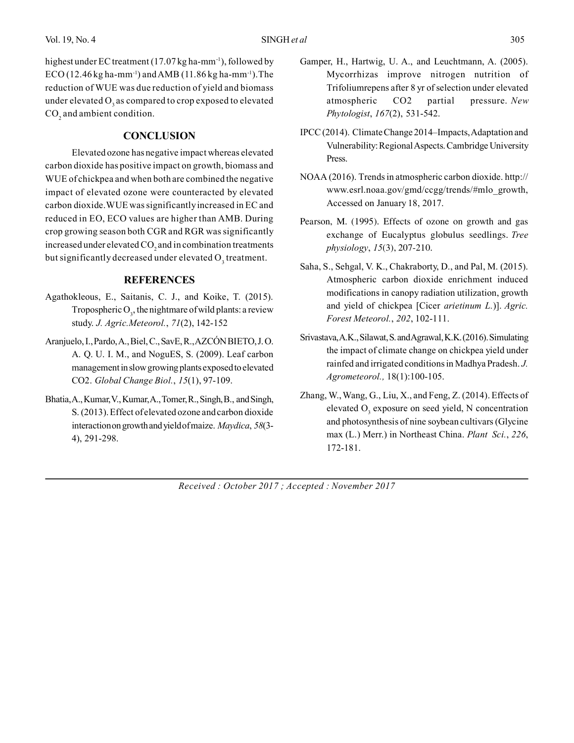highest under EC treatment (17.07 kg ha-mm$^{-1}$), followed by ECO (12.46 kg ha-mm$^{-1}$) and AMB (11.86 kg ha-mm$^{-1}$). The reduction of WUE was due reduction of yield and biomass under elevated $O_3$ as compared to crop exposed to elevated $CO_2$ and ambient condition.

## CONCLUSION

Elevated ozone has negative impact whereas elevated carbon dioxide has positive impact on growth, biomass and WUE of chickpea and when both are combined the negative impact of elevated ozone were counteracted by elevated carbon dioxide. WUE was significantly increased in EC and reduced in EO, ECO values are higher than AMB. During crop growing season both CGR and RGR was significantly increased under elevated $CO_2$ and in combination treatments but significantly decreased under elevated $O_3$ treatment.

## REFERENCES

Agathokleous, E., Saitanis, C. J., and Koike, T. (2015). Tropospheric $O_3$, the nightmare of wild plants: a review study. *J. Agric.Meteorol.*, *71*(2), 142-152

Aranjuelo, I., Pardo, A., Biel, C., SavE, R., AZCÓN BIETO, J. O. A. Q. U. I. M., and NoguES, S. (2009). Leaf carbon management in slow growing plants exposed to elevated CO2. *Global Change Biol.*, *15*(1), 97-109.

Bhatia, A., Kumar, V., Kumar, A., Tomer, R., Singh, B., and Singh, S. (2013). Effect of elevated ozone and carbon dioxide interaction on growth and yield of maize. *Maydica*, *58*(3-4), 291-298.

Gamper, H., Hartwig, U. A., and Leuchtmann, A. (2005). Mycorrhizas improve nitrogen nutrition of Trifoliumrepens after 8 yr of selection under elevated atmospheric CO2 partial pressure. *New Phytologist*, *167*(2), 531-542.

IPCC (2014). Climate Change 2014–Impacts, Adaptation and Vulnerability: Regional Aspects. Cambridge University Press.

NOAA (2016). Trends in atmospheric carbon dioxide. http://www.esrl.noaa.gov/gmd/ccgg/trends/#mlo_growth, Accessed on January 18, 2017.

Pearson, M. (1995). Effects of ozone on growth and gas exchange of Eucalyptus globulus seedlings. *Tree physiology*, *15*(3), 207-210.

Saha, S., Sehgal, V. K., Chakraborty, D., and Pal, M. (2015). Atmospheric carbon dioxide enrichment induced modifications in canopy radiation utilization, growth and yield of chickpea [Cicer *arietinum L.*)]. *Agric. Forest Meteorol.*, *202*, 102-111.

Srivastava, A.K., Silawat, S. and Agrawal, K.K. (2016). Simulating the impact of climate change on chickpea yield under rainfed and irrigated conditions in Madhya Pradesh. *J. Agrometeorol.,* 18(1):100-105.

Zhang, W., Wang, G., Liu, X., and Feng, Z. (2014). Effects of elevated $O_3$ exposure on seed yield, N concentration and photosynthesis of nine soybean cultivars (Glycine max (L.) Merr.) in Northeast China. *Plant Sci.*, *226*, 172-181.

*Received : October 2017 ; Accepted : November 2017*